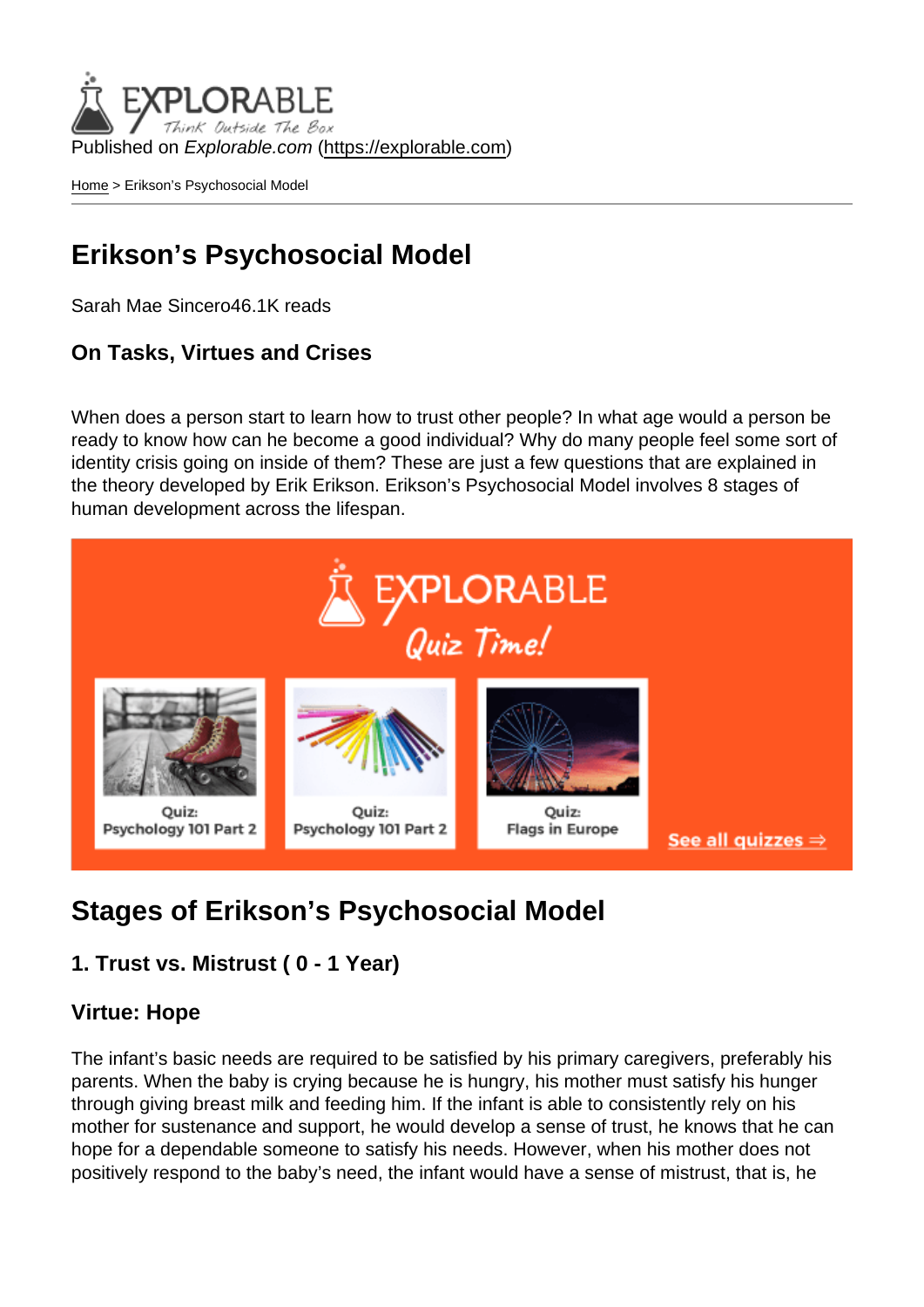Published on *Explorable.com* (https://explorable.com)

Home > Erikson's Psychosocial Model

# Erikson's Psychosocial Model

Sarah Mae Sincero46.1K reads

### On Tasks, Virtues and Crises

When does a person start to learn how to trust other people? In what age would a person be ready to know how can he become a good individual? Why do many people feel some sort of identity crisis going on inside of them? These are just a few questions that are explained in the theory developed by Erik Erikson. Erikson's Psychosocial Model involves 8 stages of human development across the lifespan.

## Stages of Erikson's Psychosocial Model

### 1. Trust vs. Mistrust ( 0 - 1 Year)

### Virtue: Hope

The infant's basic needs are required to be satisfied by his primary caregivers, preferably his parents. When the baby is crying because he is hungry, his mother must satisfy his hunger through giving breast milk and feeding him. If the infant is able to consistently rely on his mother for sustenance and support, he would develop a sense of trust, he knows that he can hope for a dependable someone to satisfy his needs. However, when his mother does not positively respond to the baby's need, the infant would have a sense of mistrust, that is, he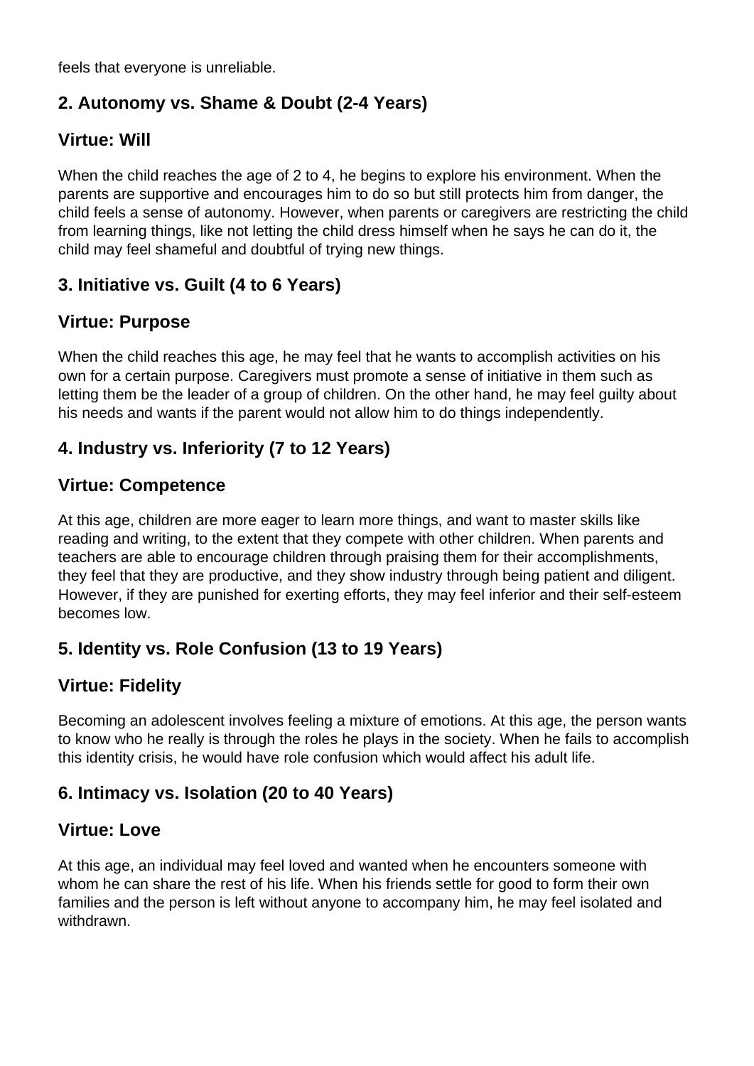feels that everyone is unreliable.

## 2. Autonomy vs. Shame & Doubt (2-4 Years)

## Virtue: Will

When the child reaches the age of 2 to 4, he begins to explore his environment. When the parents are supportive and encourages him to do so but still protects him from danger, the child feels a sense of autonomy. However, when parents or caregivers are restricting the child from learning things, like not letting the child dress himself when he says he can do it, the child may feel shameful and doubtful of trying new things.

## 3. Initiative vs. Guilt (4 to 6 Years)

## Virtue: Purpose

When the child reaches this age, he may feel that he wants to accomplish activities on his own for a certain purpose. Caregivers must promote a sense of initiative in them such as letting them be the leader of a group of children. On the other hand, he may feel guilty about his needs and wants if the parent would not allow him to do things independently.

## 4. Industry vs. Inferiority (7 to 12 Years)

## Virtue: Competence

At this age, children are more eager to learn more things, and want to master skills like reading and writing, to the extent that they compete with other children. When parents and teachers are able to encourage children through praising them for their accomplishments, they feel that they are productive, and they show industry through being patient and diligent. However, if they are punished for exerting efforts, they may feel inferior and their self-esteem becomes low.

## 5. Identity vs. Role Confusion (13 to 19 Years)

## Virtue: Fidelity

Becoming an adolescent involves feeling a mixture of emotions. At this age, the person wants to know who he really is through the roles he plays in the society. When he fails to accomplish this identity crisis, he would have role confusion which would affect his adult life.

## 6. Intimacy vs. Isolation (20 to 40 Years)

## Virtue: Love

At this age, an individual may feel loved and wanted when he encounters someone with whom he can share the rest of his life. When his friends settle for good to form their own families and the person is left without anyone to accompany him, he may feel isolated and withdrawn.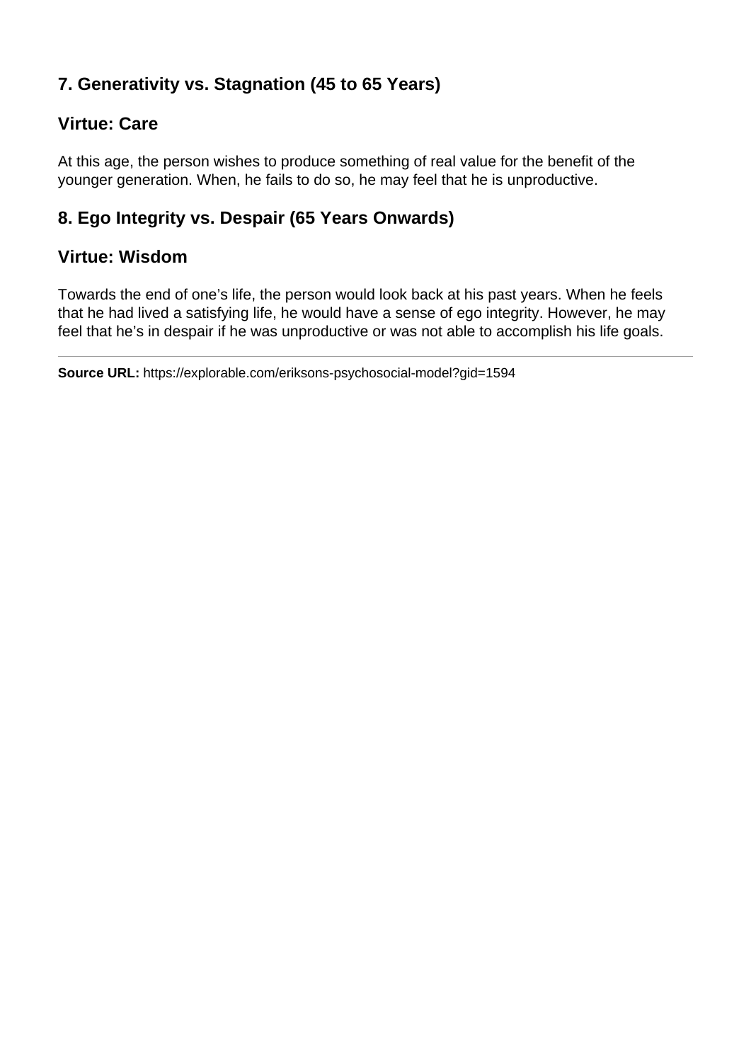### 7. Generativity vs. Stagnation (45 to 65 Years)

### Virtue: Care

At this age, the person wishes to produce something of real value for the benefit of the younger generation. When, he fails to do so, he may feel that he is unproductive.

### 8. Ego Integrity vs. Despair (65 Years Onwards)

### Virtue: Wisdom

Towards the end of one's life, the person would look back at his past years. When he feels that he had lived a satisfying life, he would have a sense of ego integrity. However, he may feel that he's in despair if he was unproductive or was not able to accomplish his life goals.

---

**Source URL:** https://explorable.com/eriksons-psychosocial-model?gid=1594